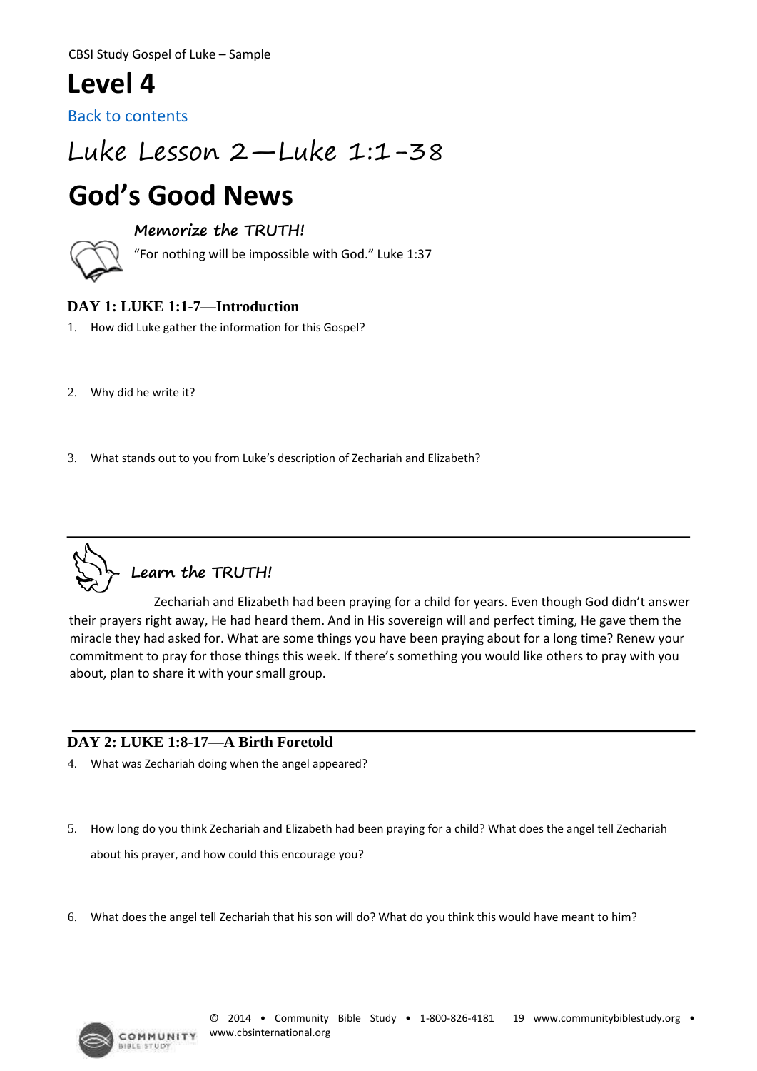CBSI Study Gospel of Luke – Sample

# Level 4

Back to contents

# Luke Lesson 2—Luke 1:1-38

# God's Good News

### Memorize the TRUTH!

"For nothing will be impossible with God." Luke 1:37

### DAY 1: LUKE 1:1-7—Introduction

1. How did Luke gather the information for this Gospel?

2. Why did he write it?

3. What stands out to you from Luke's description of Zechariah and Elizabeth?

---

### Learn the TRUTH!

Zechariah and Elizabeth had been praying for a child for years. Even though God didn't answer their prayers right away, He had heard them. And in His sovereign will and perfect timing, He gave them the miracle they had asked for. What are some things you have been praying about for a long time? Renew your commitment to pray for those things this week. If there's something you would like others to pray with you about, plan to share it with your small group.

---

### DAY 2: LUKE 1:8-17—A Birth Foretold

4. What was Zechariah doing when the angel appeared?

5. How long do you think Zechariah and Elizabeth had been praying for a child? What does the angel tell Zechariah about his prayer, and how could this encourage you?

6. What does the angel tell Zechariah that his son will do? What do you think this would have meant to him?

© 2014 • Community Bible Study • 1-800-826-4181 www.communitybiblestudy.org • www.cbsinternational.org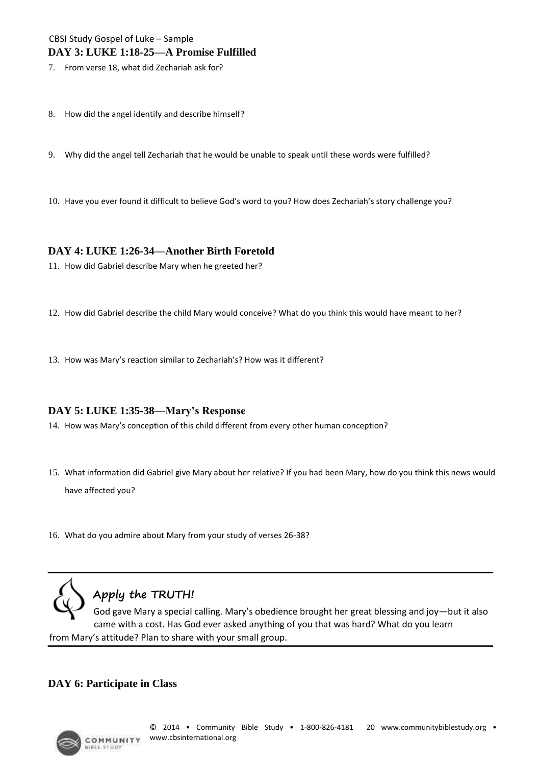## DAY 3: LUKE 1:18-25—A Promise Fulfilled

7. From verse 18, what did Zechariah ask for?

8. How did the angel identify and describe himself?

9. Why did the angel tell Zechariah that he would be unable to speak until these words were fulfilled?

10. Have you ever found it difficult to believe God's word to you? How does Zechariah's story challenge you?

## DAY 4: LUKE 1:26-34—Another Birth Foretold

11. How did Gabriel describe Mary when he greeted her?

12. How did Gabriel describe the child Mary would conceive? What do you think this would have meant to her?

13. How was Mary's reaction similar to Zechariah's? How was it different?

## DAY 5: LUKE 1:35-38—Mary's Response

14. How was Mary's conception of this child different from every other human conception?

15. What information did Gabriel give Mary about her relative? If you had been Mary, how do you think this news would have affected you?

16. What do you admire about Mary from your study of verses 26-38?

---

### Apply the TRUTH!

God gave Mary a special calling. Mary's obedience brought her great blessing and joy—but it also came with a cost. Has God ever asked anything of you that was hard? What do you learn from Mary's attitude? Plan to share with your small group.

---

## DAY 6: Participate in Class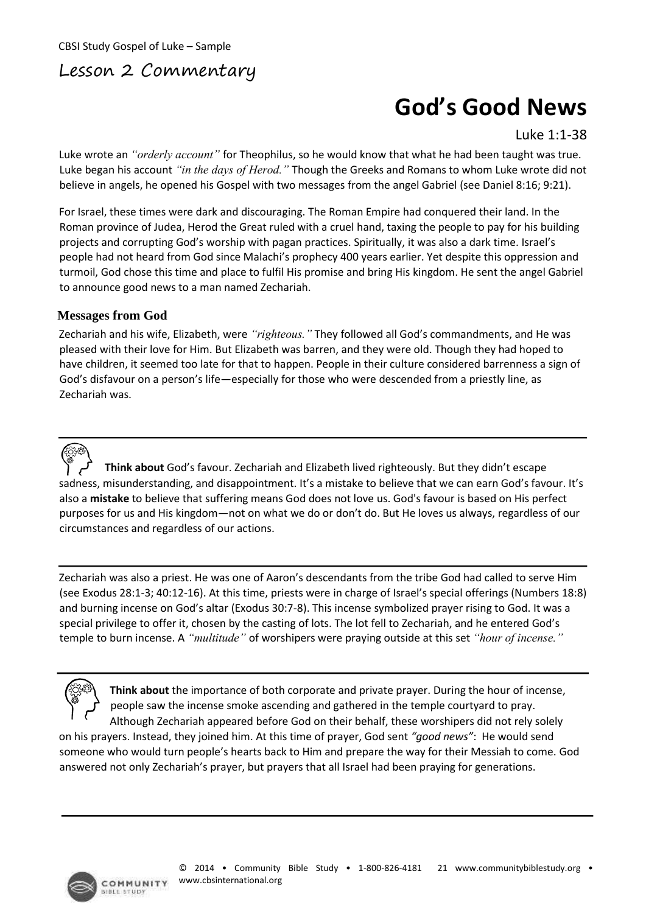# Lesson 2 Commentary

# God's Good News

Luke 1:1-38

Luke wrote an *"orderly account"* for Theophilus, so he would know that what he had been taught was true. Luke began his account *"in the days of Herod."* Though the Greeks and Romans to whom Luke wrote did not believe in angels, he opened his Gospel with two messages from the angel Gabriel (see Daniel 8:16; 9:21).

For Israel, these times were dark and discouraging. The Roman Empire had conquered their land. In the Roman province of Judea, Herod the Great ruled with a cruel hand, taxing the people to pay for his building projects and corrupting God's worship with pagan practices. Spiritually, it was also a dark time. Israel's people had not heard from God since Malachi's prophecy 400 years earlier. Yet despite this oppression and turmoil, God chose this time and place to fulfil His promise and bring His kingdom. He sent the angel Gabriel to announce good news to a man named Zechariah.

## Messages from God

Zechariah and his wife, Elizabeth, were *"righteous."* They followed all God's commandments, and He was pleased with their love for Him. But Elizabeth was barren, and they were old. Though they had hoped to have children, it seemed too late for that to happen. People in their culture considered barrenness a sign of God's disfavour on a person's life—especially for those who were descended from a priestly line, as Zechariah was.

---

**Think about** God's favour. Zechariah and Elizabeth lived righteously. But they didn't escape sadness, misunderstanding, and disappointment. It's a mistake to believe that we can earn God's favour. It's also a **mistake** to believe that suffering means God does not love us. God's favour is based on His perfect purposes for us and His kingdom—not on what we do or don't do. But He loves us always, regardless of our circumstances and regardless of our actions.

---

Zechariah was also a priest. He was one of Aaron's descendants from the tribe God had called to serve Him (see Exodus 28:1-3; 40:12-16). At this time, priests were in charge of Israel's special offerings (Numbers 18:8) and burning incense on God's altar (Exodus 30:7-8). This incense symbolized prayer rising to God. It was a special privilege to offer it, chosen by the casting of lots. The lot fell to Zechariah, and he entered God's temple to burn incense. A *"multitude"* of worshipers were praying outside at this set *"hour of incense."*

---

**Think about** the importance of both corporate and private prayer. During the hour of incense, people saw the incense smoke ascending and gathered in the temple courtyard to pray. Although Zechariah appeared before God on their behalf, these worshipers did not rely solely on his prayers. Instead, they joined him. At this time of prayer, God sent *"good news"*: He would send someone who would turn people's hearts back to Him and prepare the way for their Messiah to come. God answered not only Zechariah's prayer, but prayers that all Israel had been praying for generations.

---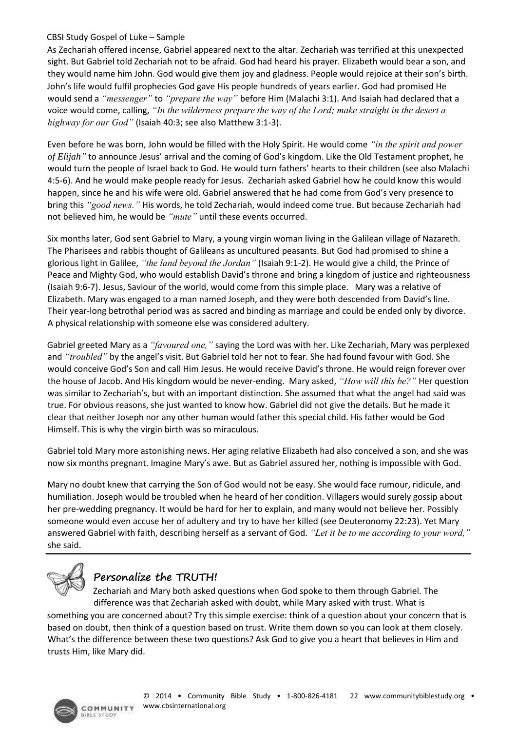As Zechariah offered incense, Gabriel appeared next to the altar. Zechariah was terrified at this unexpected sight. But Gabriel told Zechariah not to be afraid. God had heard his prayer. Elizabeth would bear a son, and they would name him John. God would give them joy and gladness. People would rejoice at their son's birth. John's life would fulfil prophecies God gave His people hundreds of years earlier. God had promised He would send a *"messenger"* to *"prepare the way"* before Him (Malachi 3:1). And Isaiah had declared that a voice would come, calling, *"In the wilderness prepare the way of the Lord; make straight in the desert a highway for our God"* (Isaiah 40:3; see also Matthew 3:1-3).

Even before he was born, John would be filled with the Holy Spirit. He would come *"in the spirit and power of Elijah"* to announce Jesus' arrival and the coming of God's kingdom. Like the Old Testament prophet, he would turn the people of Israel back to God. He would turn fathers' hearts to their children (see also Malachi 4:5-6). And he would make people ready for Jesus. Zechariah asked Gabriel how he could know this would happen, since he and his wife were old. Gabriel answered that he had come from God's very presence to bring this *"good news."* His words, he told Zechariah, would indeed come true. But because Zechariah had not believed him, he would be *"mute"* until these events occurred.

Six months later, God sent Gabriel to Mary, a young virgin woman living in the Galilean village of Nazareth. The Pharisees and rabbis thought of Galileans as uncultured peasants. But God had promised to shine a glorious light in Galilee, *"the land beyond the Jordan"* (Isaiah 9:1-2). He would give a child, the Prince of Peace and Mighty God, who would establish David's throne and bring a kingdom of justice and righteousness (Isaiah 9:6-7). Jesus, Saviour of the world, would come from this simple place. Mary was a relative of Elizabeth. Mary was engaged to a man named Joseph, and they were both descended from David's line. Their year-long betrothal period was as sacred and binding as marriage and could be ended only by divorce. A physical relationship with someone else was considered adultery.

Gabriel greeted Mary as a *"favoured one,"* saying the Lord was with her. Like Zechariah, Mary was perplexed and *"troubled"* by the angel's visit. But Gabriel told her not to fear. She had found favour with God. She would conceive God's Son and call Him Jesus. He would receive David's throne. He would reign forever over the house of Jacob. And His kingdom would be never-ending. Mary asked, *"How will this be?"* Her question was similar to Zechariah's, but with an important distinction. She assumed that what the angel had said was true. For obvious reasons, she just wanted to know how. Gabriel did not give the details. But he made it clear that neither Joseph nor any other human would father this special child. His father would be God Himself. This is why the virgin birth was so miraculous.

Gabriel told Mary more astonishing news. Her aging relative Elizabeth had also conceived a son, and she was now six months pregnant. Imagine Mary's awe. But as Gabriel assured her, nothing is impossible with God.

Mary no doubt knew that carrying the Son of God would not be easy. She would face rumour, ridicule, and humiliation. Joseph would be troubled when he heard of her condition. Villagers would surely gossip about her pre-wedding pregnancy. It would be hard for her to explain, and many would not believe her. Possibly someone would even accuse her of adultery and try to have her killed (see Deuteronomy 22:23). Yet Mary answered Gabriel with faith, describing herself as a servant of God. *"Let it be to me according to your word,"* she said.

---

### Personalize the TRUTH!

Zechariah and Mary both asked questions when God spoke to them through Gabriel. The difference was that Zechariah asked with doubt, while Mary asked with trust. What is something you are concerned about? Try this simple exercise: think of a question about your concern that is based on doubt, then think of a question based on trust. Write them down so you can look at them closely. What's the difference between these two questions? Ask God to give you a heart that believes in Him and trusts Him, like Mary did.